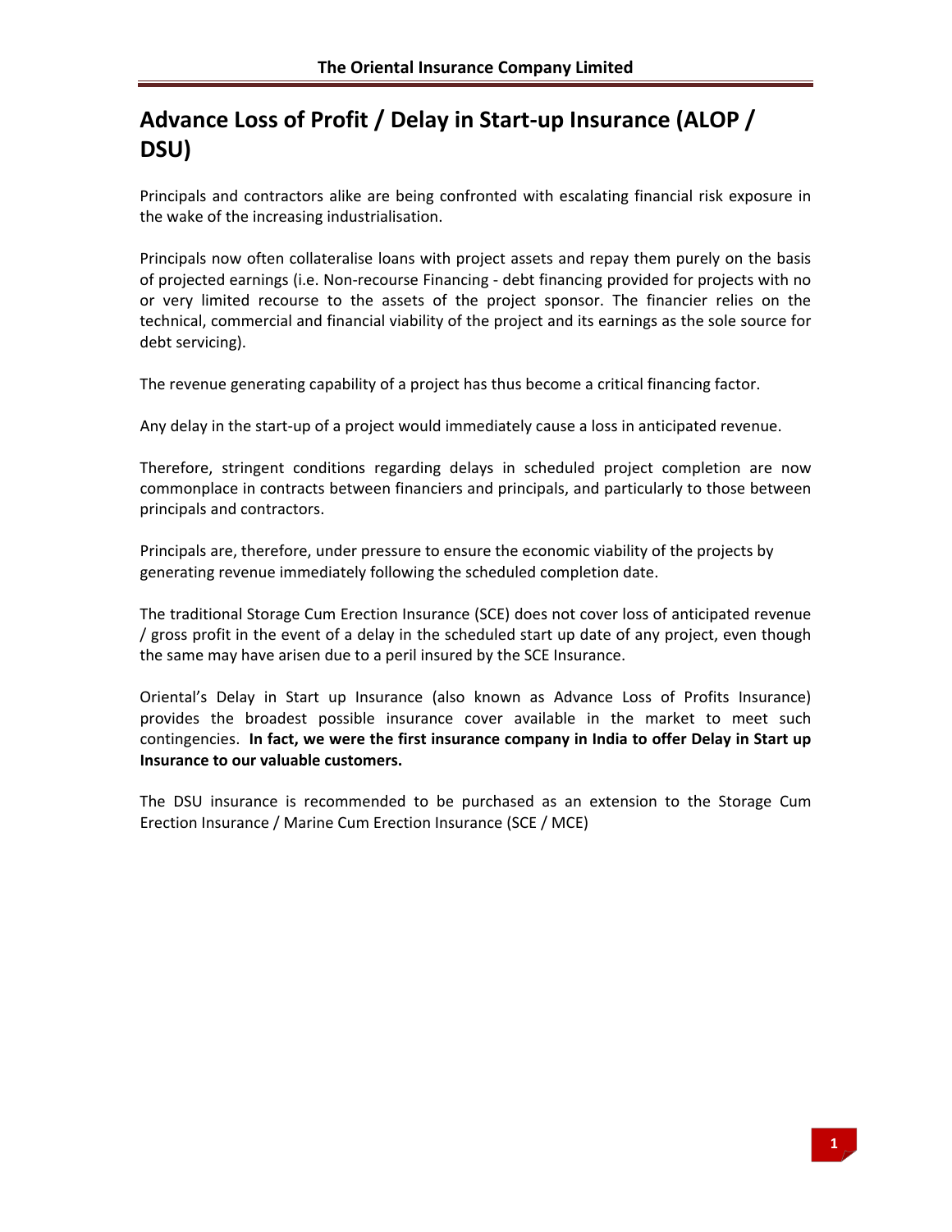# Advance Loss of Profit / Delay in Start-up Insurance (ALOP / DSU)

Principals and contractors alike are being confronted with escalating financial risk exposure in the wake of the increasing industrialisation.

Principals now often collateralise loans with project assets and repay them purely on the basis of projected earnings (i.e. Non-recourse Financing - debt financing provided for projects with no or very limited recourse to the assets of the project sponsor. The financier relies on the technical, commercial and financial viability of the project and its earnings as the sole source for debt servicing).

The revenue generating capability of a project has thus become a critical financing factor.

Any delay in the start-up of a project would immediately cause a loss in anticipated revenue.

Therefore, stringent conditions regarding delays in scheduled project completion are now commonplace in contracts between financiers and principals, and particularly to those between principals and contractors.

Principals are, therefore, under pressure to ensure the economic viability of the projects by generating revenue immediately following the scheduled completion date.

The traditional Storage Cum Erection Insurance (SCE) does not cover loss of anticipated revenue / gross profit in the event of a delay in the scheduled start up date of any project, even though the same may have arisen due to a peril insured by the SCE Insurance.

Oriental's Delay in Start up Insurance (also known as Advance Loss of Profits Insurance) provides the broadest possible insurance cover available in the market to meet such contingencies. **In fact, we were the first insurance company in India to offer Delay in Start up Insurance to our valuable customers.**

The DSU insurance is recommended to be purchased as an extension to the Storage Cum Erection Insurance / Marine Cum Erection Insurance (SCE / MCE)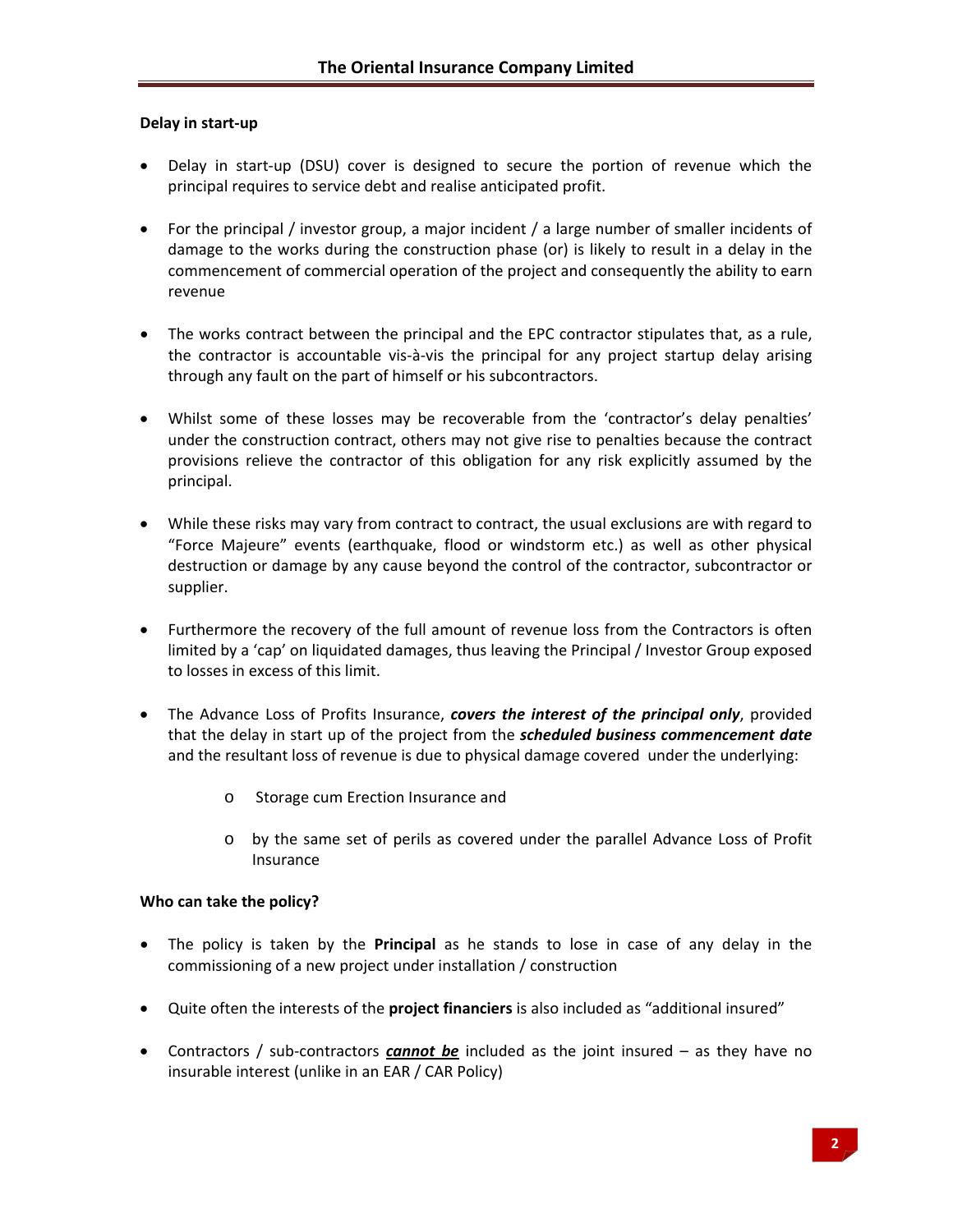**Delay in start-up**

- Delay in start-up (DSU) cover is designed to secure the portion of revenue which the principal requires to service debt and realise anticipated profit.

- For the principal / investor group, a major incident / a large number of smaller incidents of damage to the works during the construction phase (or) is likely to result in a delay in the commencement of commercial operation of the project and consequently the ability to earn revenue

- The works contract between the principal and the EPC contractor stipulates that, as a rule, the contractor is accountable vis-à-vis the principal for any project startup delay arising through any fault on the part of himself or his subcontractors.

- Whilst some of these losses may be recoverable from the 'contractor's delay penalties' under the construction contract, others may not give rise to penalties because the contract provisions relieve the contractor of this obligation for any risk explicitly assumed by the principal.

- While these risks may vary from contract to contract, the usual exclusions are with regard to "Force Majeure" events (earthquake, flood or windstorm etc.) as well as other physical destruction or damage by any cause beyond the control of the contractor, subcontractor or supplier.

- Furthermore the recovery of the full amount of revenue loss from the Contractors is often limited by a 'cap' on liquidated damages, thus leaving the Principal / Investor Group exposed to losses in excess of this limit.

- The Advance Loss of Profits Insurance, ***covers the interest of the principal only***, provided that the delay in start up of the project from the ***scheduled business commencement date*** and the resultant loss of revenue is due to physical damage covered under the underlying:

    - Storage cum Erection Insurance and

    - by the same set of perils as covered under the parallel Advance Loss of Profit Insurance

**Who can take the policy?**

- The policy is taken by the **Principal** as he stands to lose in case of any delay in the commissioning of a new project under installation / construction

- Quite often the interests of the **project financiers** is also included as "additional insured"

- Contractors / sub-contractors ***<u>cannot be</u>*** included as the joint insured – as they have no insurable interest (unlike in an EAR / CAR Policy)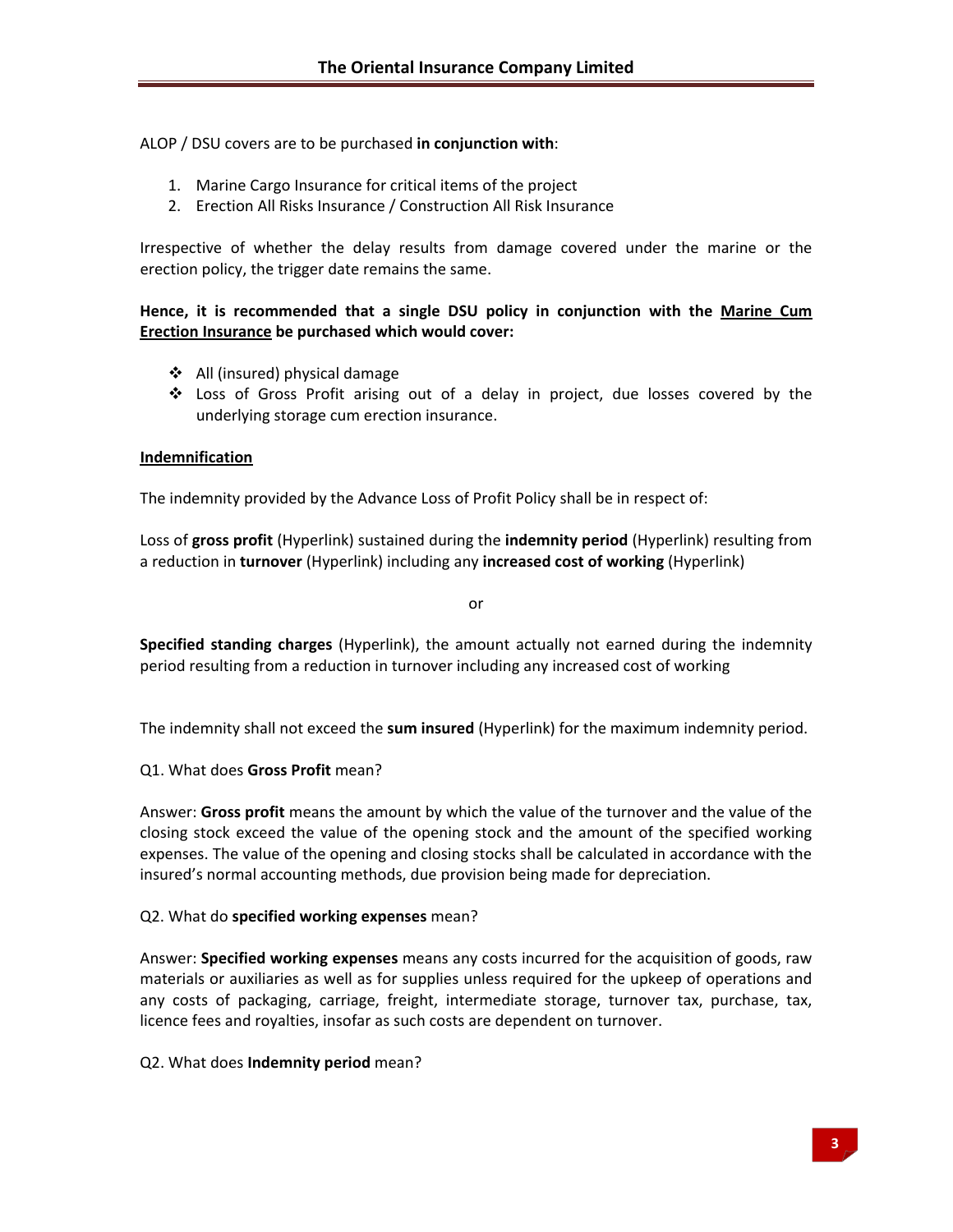ALOP / DSU covers are to be purchased **in conjunction with**:

1. Marine Cargo Insurance for critical items of the project
2. Erection All Risks Insurance / Construction All Risk Insurance

Irrespective of whether the delay results from damage covered under the marine or the erection policy, the trigger date remains the same.

**Hence, it is recommended that a single DSU policy in conjunction with the <u>Marine Cum Erection Insurance</u> be purchased which would cover:**

- All (insured) physical damage
- Loss of Gross Profit arising out of a delay in project, due losses covered by the underlying storage cum erection insurance.

<u>**Indemnification**</u>

The indemnity provided by the Advance Loss of Profit Policy shall be in respect of:

Loss of **gross profit** (Hyperlink) sustained during the **indemnity period** (Hyperlink) resulting from a reduction in **turnover** (Hyperlink) including any **increased cost of working** (Hyperlink)

or

**Specified standing charges** (Hyperlink), the amount actually not earned during the indemnity period resulting from a reduction in turnover including any increased cost of working

The indemnity shall not exceed the **sum insured** (Hyperlink) for the maximum indemnity period.

Q1. What does **Gross Profit** mean?

Answer: **Gross profit** means the amount by which the value of the turnover and the value of the closing stock exceed the value of the opening stock and the amount of the specified working expenses. The value of the opening and closing stocks shall be calculated in accordance with the insured's normal accounting methods, due provision being made for depreciation.

Q2. What do **specified working expenses** mean?

Answer: **Specified working expenses** means any costs incurred for the acquisition of goods, raw materials or auxiliaries as well as for supplies unless required for the upkeep of operations and any costs of packaging, carriage, freight, intermediate storage, turnover tax, purchase, tax, licence fees and royalties, insofar as such costs are dependent on turnover.

Q2. What does **Indemnity period** mean?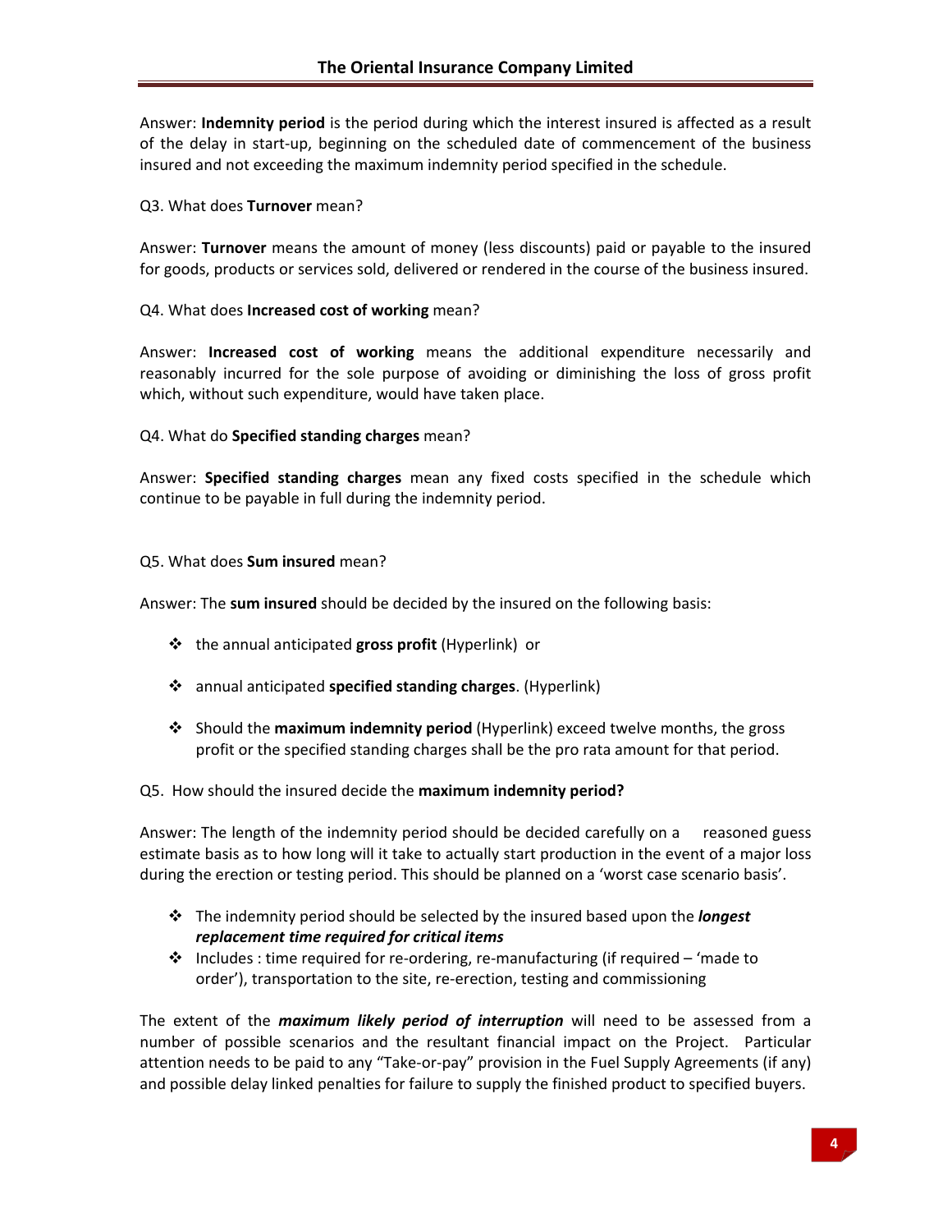Answer: **Indemnity period** is the period during which the interest insured is affected as a result of the delay in start-up, beginning on the scheduled date of commencement of the business insured and not exceeding the maximum indemnity period specified in the schedule.

Q3. What does **Turnover** mean?

Answer: **Turnover** means the amount of money (less discounts) paid or payable to the insured for goods, products or services sold, delivered or rendered in the course of the business insured.

Q4. What does **Increased cost of working** mean?

Answer: **Increased cost of working** means the additional expenditure necessarily and reasonably incurred for the sole purpose of avoiding or diminishing the loss of gross profit which, without such expenditure, would have taken place.

Q4. What do **Specified standing charges** mean?

Answer: **Specified standing charges** mean any fixed costs specified in the schedule which continue to be payable in full during the indemnity period.

Q5. What does **Sum insured** mean?

Answer: The **sum insured** should be decided by the insured on the following basis:

- the annual anticipated **gross profit** (Hyperlink) or
- annual anticipated **specified standing charges**. (Hyperlink)
- Should the **maximum indemnity period** (Hyperlink) exceed twelve months, the gross profit or the specified standing charges shall be the pro rata amount for that period.

Q5. How should the insured decide the **maximum indemnity period?**

Answer: The length of the indemnity period should be decided carefully on a reasoned guess estimate basis as to how long will it take to actually start production in the event of a major loss during the erection or testing period. This should be planned on a 'worst case scenario basis'.

- The indemnity period should be selected by the insured based upon the ***longest replacement time required for critical items***
- Includes : time required for re-ordering, re-manufacturing (if required – 'made to order'), transportation to the site, re-erection, testing and commissioning

The extent of the ***maximum likely period of interruption*** will need to be assessed from a number of possible scenarios and the resultant financial impact on the Project. Particular attention needs to be paid to any "Take-or-pay" provision in the Fuel Supply Agreements (if any) and possible delay linked penalties for failure to supply the finished product to specified buyers.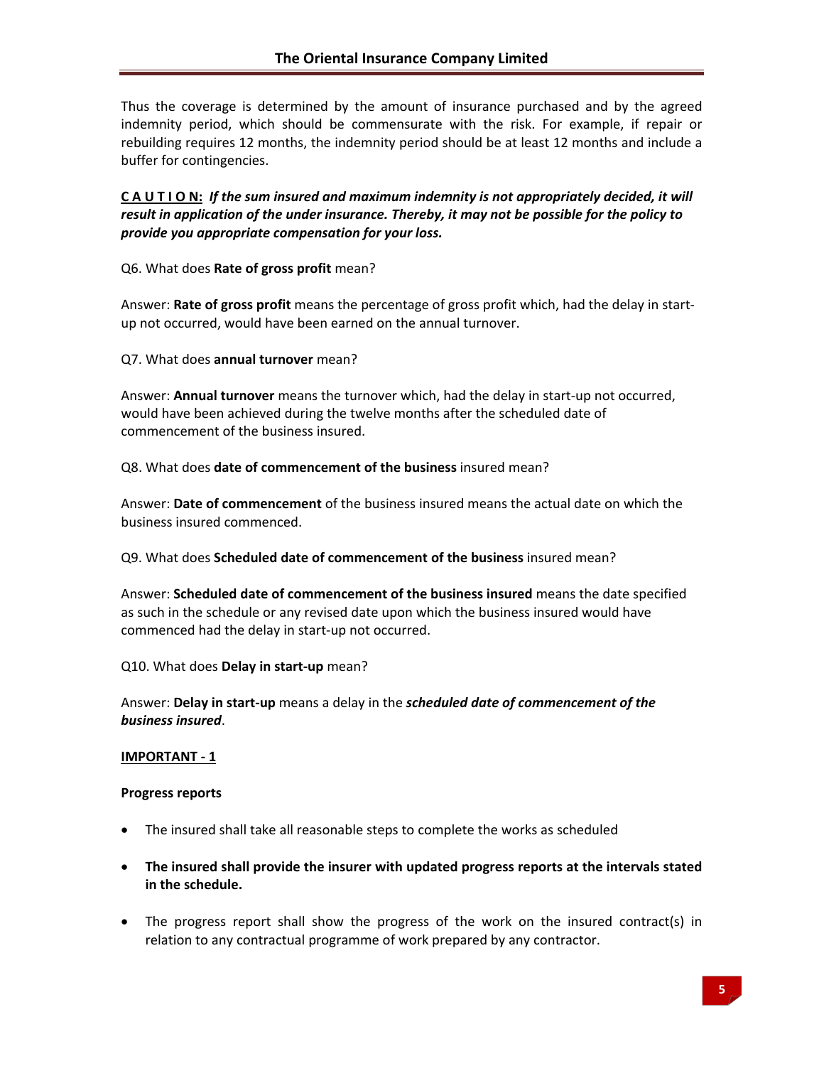Thus the coverage is determined by the amount of insurance purchased and by the agreed indemnity period, which should be commensurate with the risk. For example, if repair or rebuilding requires 12 months, the indemnity period should be at least 12 months and include a buffer for contingencies.

<u>**C A U T I O N:**</u> ***If the sum insured and maximum indemnity is not appropriately decided, it will result in application of the under insurance. Thereby, it may not be possible for the policy to provide you appropriate compensation for your loss.***

Q6. What does **Rate of gross profit** mean?

Answer: **Rate of gross profit** means the percentage of gross profit which, had the delay in start-up not occurred, would have been earned on the annual turnover.

Q7. What does **annual turnover** mean?

Answer: **Annual turnover** means the turnover which, had the delay in start-up not occurred, would have been achieved during the twelve months after the scheduled date of commencement of the business insured.

Q8. What does **date of commencement of the business** insured mean?

Answer: **Date of commencement** of the business insured means the actual date on which the business insured commenced.

Q9. What does **Scheduled date of commencement of the business** insured mean?

Answer: **Scheduled date of commencement of the business insured** means the date specified as such in the schedule or any revised date upon which the business insured would have commenced had the delay in start-up not occurred.

Q10. What does **Delay in start-up** mean?

Answer: **Delay in start-up** means a delay in the ***scheduled date of commencement of the business insured***.

<u>**IMPORTANT - 1**</u>

**Progress reports**

- The insured shall take all reasonable steps to complete the works as scheduled
- **The insured shall provide the insurer with updated progress reports at the intervals stated in the schedule.**
- The progress report shall show the progress of the work on the insured contract(s) in relation to any contractual programme of work prepared by any contractor.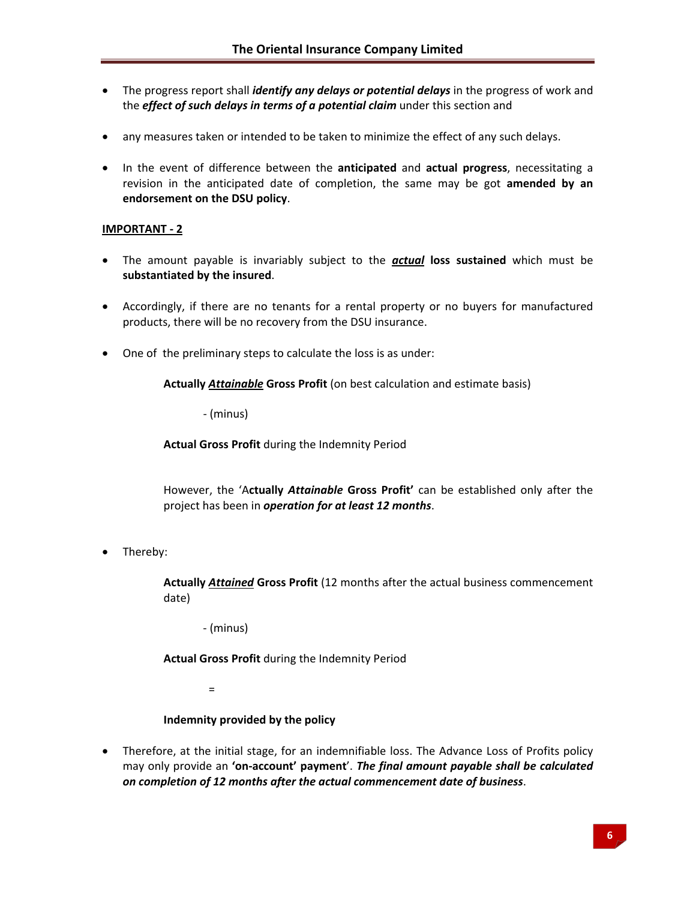- The progress report shall ***identify any delays or potential delays*** in the progress of work and the ***effect of such delays in terms of a potential claim*** under this section and

- any measures taken or intended to be taken to minimize the effect of any such delays.

- In the event of difference between the **anticipated** and **actual progress**, necessitating a revision in the anticipated date of completion, the same may be got **amended by an endorsement on the DSU policy**.

**IMPORTANT - 2**

- The amount payable is invariably subject to the ***actual*** **loss sustained** which must be **substantiated by the insured**.

- Accordingly, if there are no tenants for a rental property or no buyers for manufactured products, there will be no recovery from the DSU insurance.

- One of the preliminary steps to calculate the loss is as under:

  **Actually *Attainable* Gross Profit** (on best calculation and estimate basis)

  - (minus)

  **Actual Gross Profit** during the Indemnity Period

  However, the 'A**ctually *Attainable* Gross Profit'** can be established only after the project has been in ***operation for at least 12 months***.

- Thereby:

  **Actually *Attained* Gross Profit** (12 months after the actual business commencement date)

  - (minus)

  **Actual Gross Profit** during the Indemnity Period

  =

  **Indemnity provided by the policy**

- Therefore, at the initial stage, for an indemnifiable loss. The Advance Loss of Profits policy may only provide an **'on-account' payment**'. ***The final amount payable shall be calculated on completion of 12 months after the actual commencement date of business***.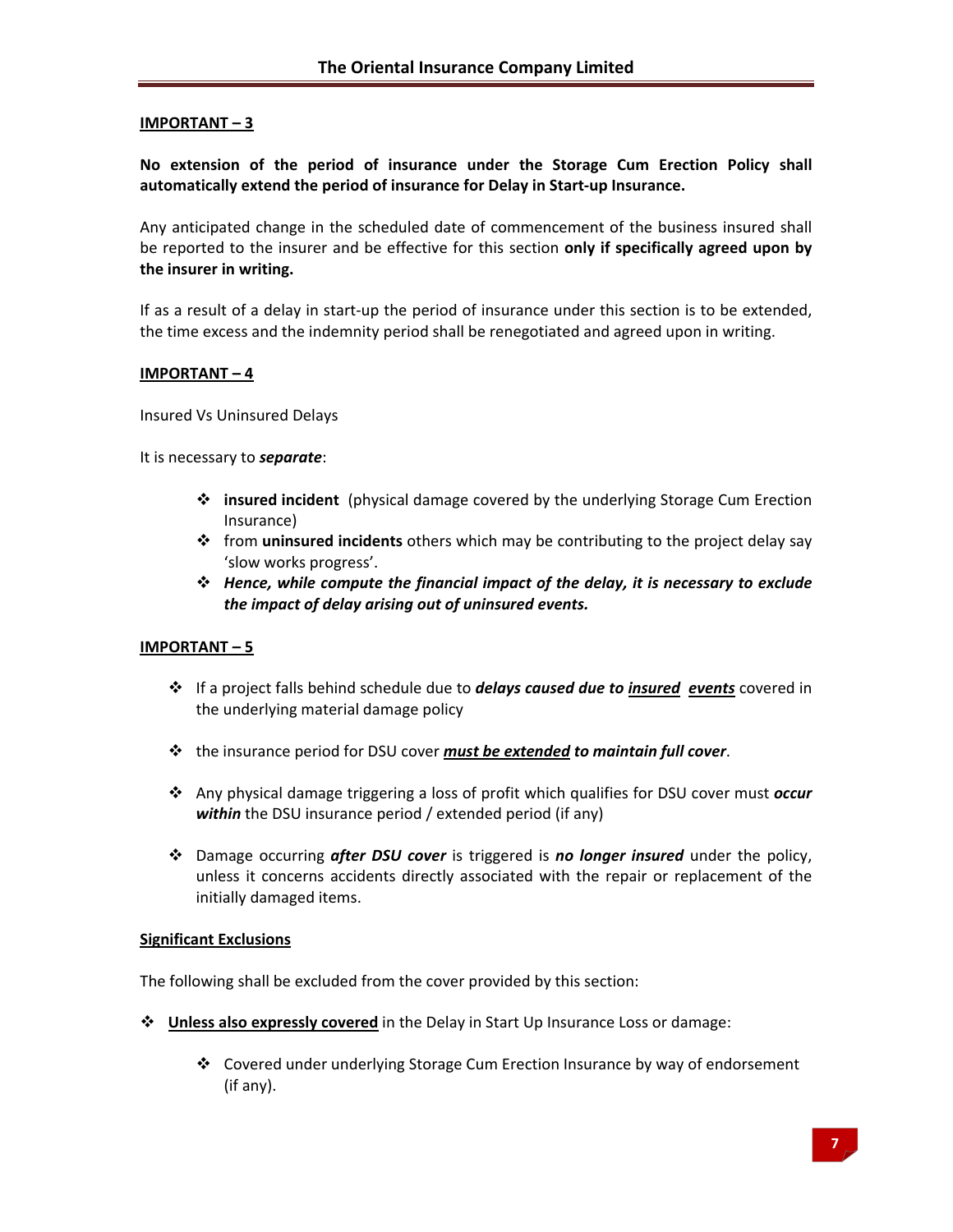**<u>IMPORTANT – 3</u>**

**No extension of the period of insurance under the Storage Cum Erection Policy shall automatically extend the period of insurance for Delay in Start-up Insurance.**

Any anticipated change in the scheduled date of commencement of the business insured shall be reported to the insurer and be effective for this section **only if specifically agreed upon by the insurer in writing.**

If as a result of a delay in start-up the period of insurance under this section is to be extended, the time excess and the indemnity period shall be renegotiated and agreed upon in writing.

**<u>IMPORTANT – 4</u>**

Insured Vs Uninsured Delays

It is necessary to ***separate***:

- **insured incident** (physical damage covered by the underlying Storage Cum Erection Insurance)
- from **uninsured incidents** others which may be contributing to the project delay say 'slow works progress'.
- ***Hence, while compute the financial impact of the delay, it is necessary to exclude the impact of delay arising out of uninsured events.***

**<u>IMPORTANT – 5</u>**

- If a project falls behind schedule due to ***delays caused due to <u>insured</u> <u>events</u>*** covered in the underlying material damage policy
- the insurance period for DSU cover ***<u>must be extended</u> to maintain full cover***.
- Any physical damage triggering a loss of profit which qualifies for DSU cover must ***occur within*** the DSU insurance period / extended period (if any)
- Damage occurring ***after DSU cover*** is triggered is ***no longer insured*** under the policy, unless it concerns accidents directly associated with the repair or replacement of the initially damaged items.

**<u>Significant Exclusions</u>**

The following shall be excluded from the cover provided by this section:

- **<u>Unless also expressly covered</u>** in the Delay in Start Up Insurance Loss or damage:
  - Covered under underlying Storage Cum Erection Insurance by way of endorsement (if any).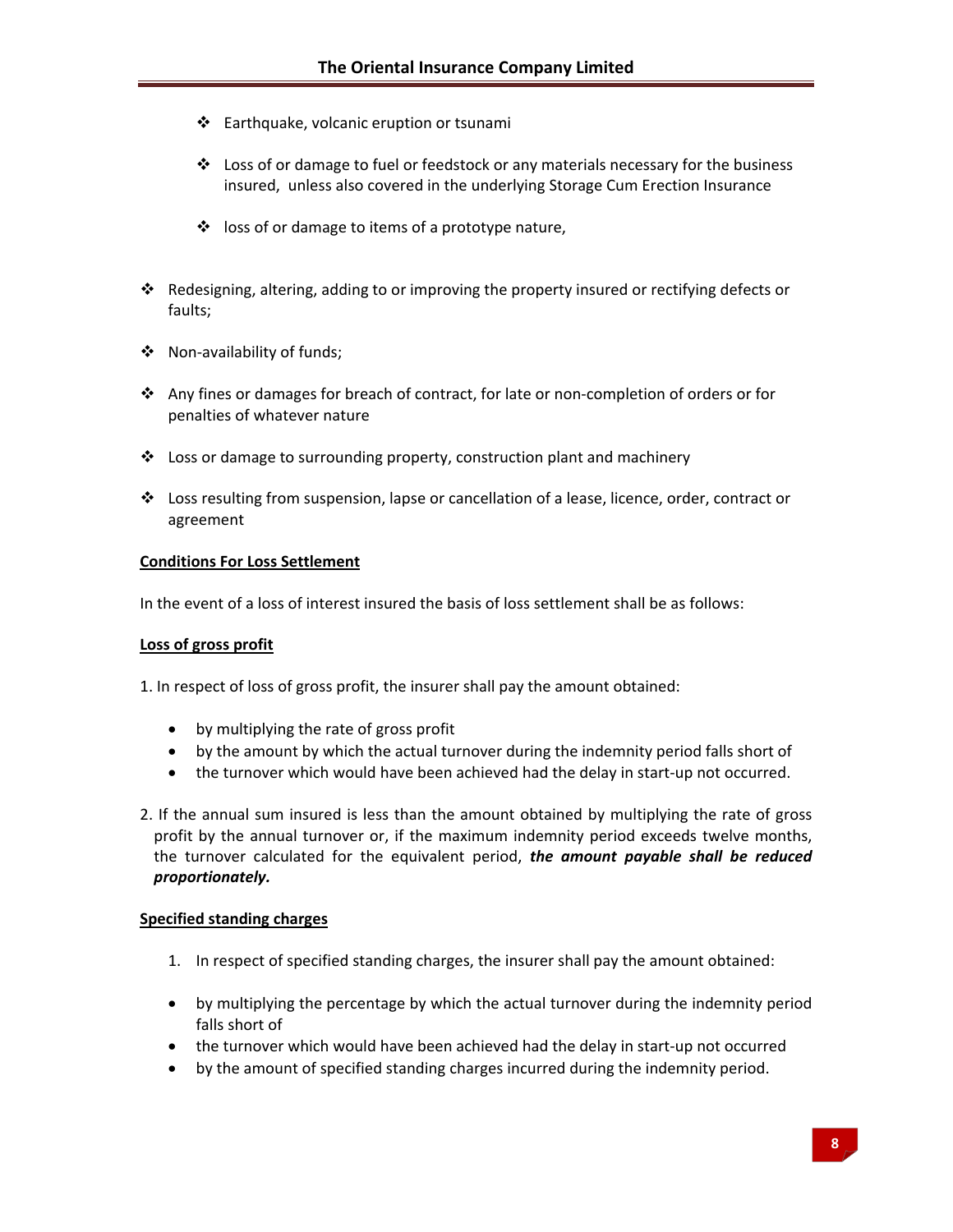- Earthquake, volcanic eruption or tsunami

- Loss of or damage to fuel or feedstock or any materials necessary for the business insured, unless also covered in the underlying Storage Cum Erection Insurance

- loss of or damage to items of a prototype nature,

- Redesigning, altering, adding to or improving the property insured or rectifying defects or faults;

- Non-availability of funds;

- Any fines or damages for breach of contract, for late or non-completion of orders or for penalties of whatever nature

- Loss or damage to surrounding property, construction plant and machinery

- Loss resulting from suspension, lapse or cancellation of a lease, licence, order, contract or agreement

**Conditions For Loss Settlement**

In the event of a loss of interest insured the basis of loss settlement shall be as follows:

**Loss of gross profit**

1. In respect of loss of gross profit, the insurer shall pay the amount obtained:

- by multiplying the rate of gross profit
- by the amount by which the actual turnover during the indemnity period falls short of
- the turnover which would have been achieved had the delay in start-up not occurred.

2. If the annual sum insured is less than the amount obtained by multiplying the rate of gross profit by the annual turnover or, if the maximum indemnity period exceeds twelve months, the turnover calculated for the equivalent period, ***the amount payable shall be reduced proportionately.***

**Specified standing charges**

1. In respect of specified standing charges, the insurer shall pay the amount obtained:

- by multiplying the percentage by which the actual turnover during the indemnity period falls short of
- the turnover which would have been achieved had the delay in start-up not occurred
- by the amount of specified standing charges incurred during the indemnity period.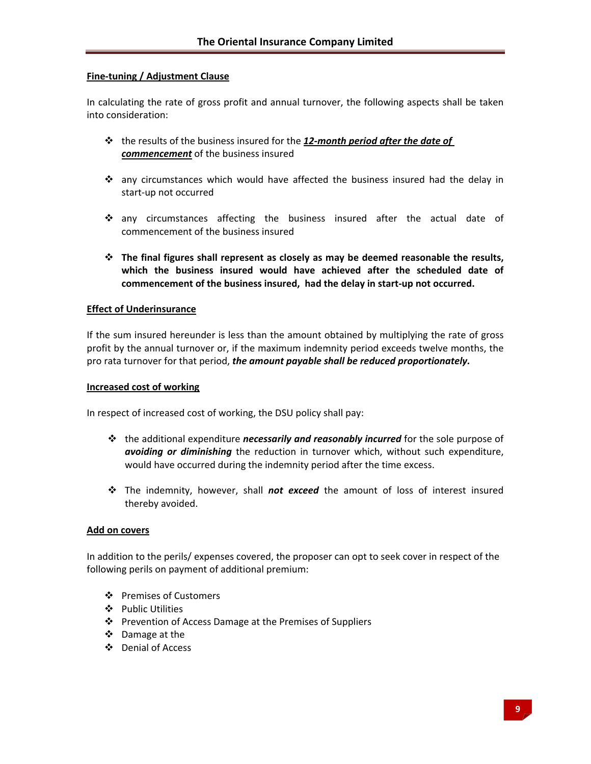**Fine-tuning / Adjustment Clause**

In calculating the rate of gross profit and annual turnover, the following aspects shall be taken into consideration:

- the results of the business insured for the ***12-month period after the date of commencement*** of the business insured
- any circumstances which would have affected the business insured had the delay in start-up not occurred
- any circumstances affecting the business insured after the actual date of commencement of the business insured
- **The final figures shall represent as closely as may be deemed reasonable the results, which the business insured would have achieved after the scheduled date of commencement of the business insured, had the delay in start-up not occurred.**

**Effect of Underinsurance**

If the sum insured hereunder is less than the amount obtained by multiplying the rate of gross profit by the annual turnover or, if the maximum indemnity period exceeds twelve months, the pro rata turnover for that period, ***the amount payable shall be reduced proportionately.***

**Increased cost of working**

In respect of increased cost of working, the DSU policy shall pay:

- the additional expenditure ***necessarily and reasonably incurred*** for the sole purpose of ***avoiding or diminishing*** the reduction in turnover which, without such expenditure, would have occurred during the indemnity period after the time excess.
- The indemnity, however, shall ***not exceed*** the amount of loss of interest insured thereby avoided.

**Add on covers**

In addition to the perils/ expenses covered, the proposer can opt to seek cover in respect of the following perils on payment of additional premium:

- Premises of Customers
- Public Utilities
- Prevention of Access Damage at the Premises of Suppliers
- Damage at the
- Denial of Access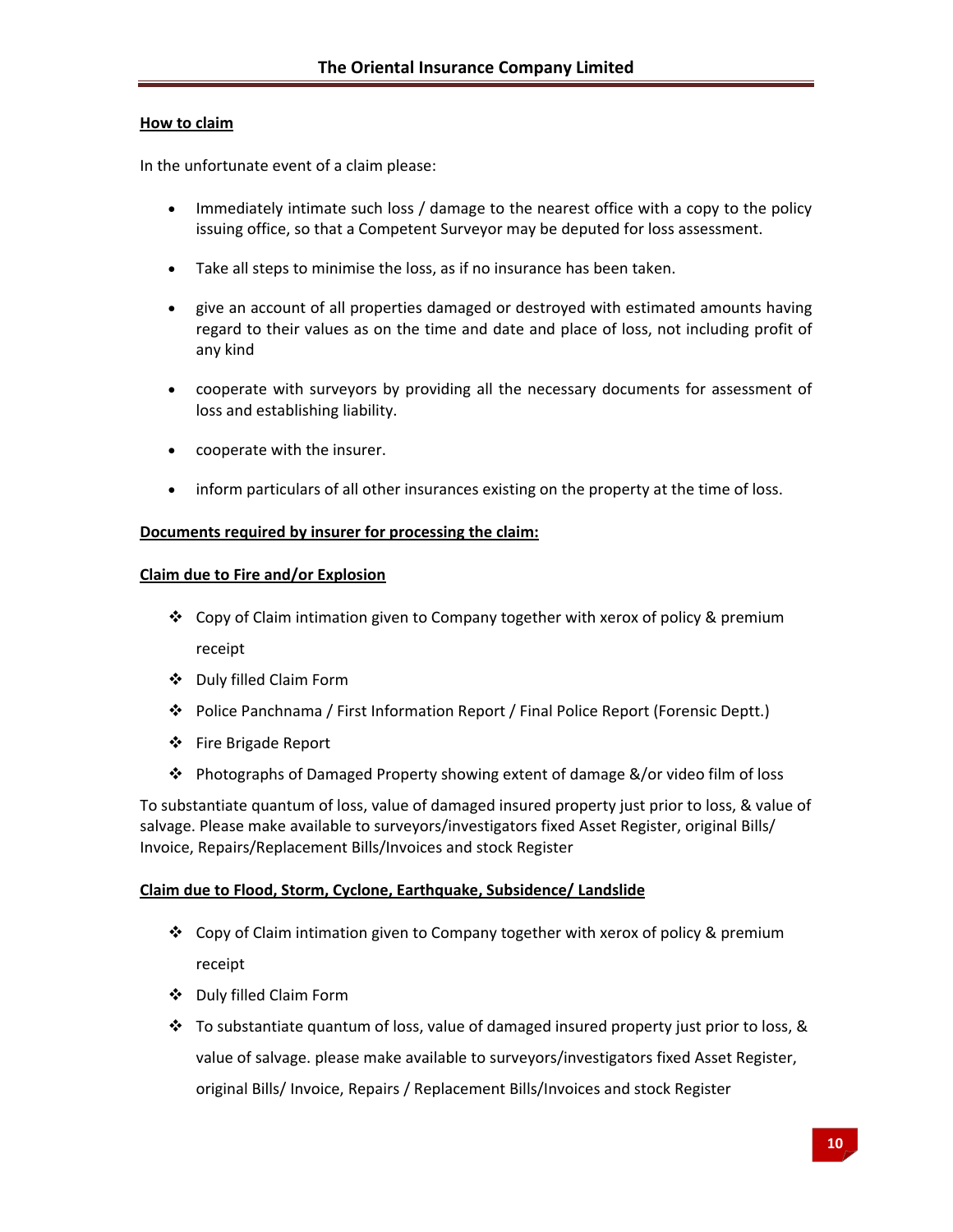## How to claim

In the unfortunate event of a claim please:

- Immediately intimate such loss / damage to the nearest office with a copy to the policy issuing office, so that a Competent Surveyor may be deputed for loss assessment.
- Take all steps to minimise the loss, as if no insurance has been taken.
- give an account of all properties damaged or destroyed with estimated amounts having regard to their values as on the time and date and place of loss, not including profit of any kind
- cooperate with surveyors by providing all the necessary documents for assessment of loss and establishing liability.
- cooperate with the insurer.
- inform particulars of all other insurances existing on the property at the time of loss.

## Documents required by insurer for processing the claim:

### Claim due to Fire and/or Explosion

- Copy of Claim intimation given to Company together with xerox of policy & premium receipt
- Duly filled Claim Form
- Police Panchnama / First Information Report / Final Police Report (Forensic Deptt.)
- Fire Brigade Report
- Photographs of Damaged Property showing extent of damage &/or video film of loss

To substantiate quantum of loss, value of damaged insured property just prior to loss, & value of salvage. Please make available to surveyors/investigators fixed Asset Register, original Bills/ Invoice, Repairs/Replacement Bills/Invoices and stock Register

### Claim due to Flood, Storm, Cyclone, Earthquake, Subsidence/ Landslide

- Copy of Claim intimation given to Company together with xerox of policy & premium receipt
- Duly filled Claim Form
- To substantiate quantum of loss, value of damaged insured property just prior to loss, & value of salvage. please make available to surveyors/investigators fixed Asset Register, original Bills/ Invoice, Repairs / Replacement Bills/Invoices and stock Register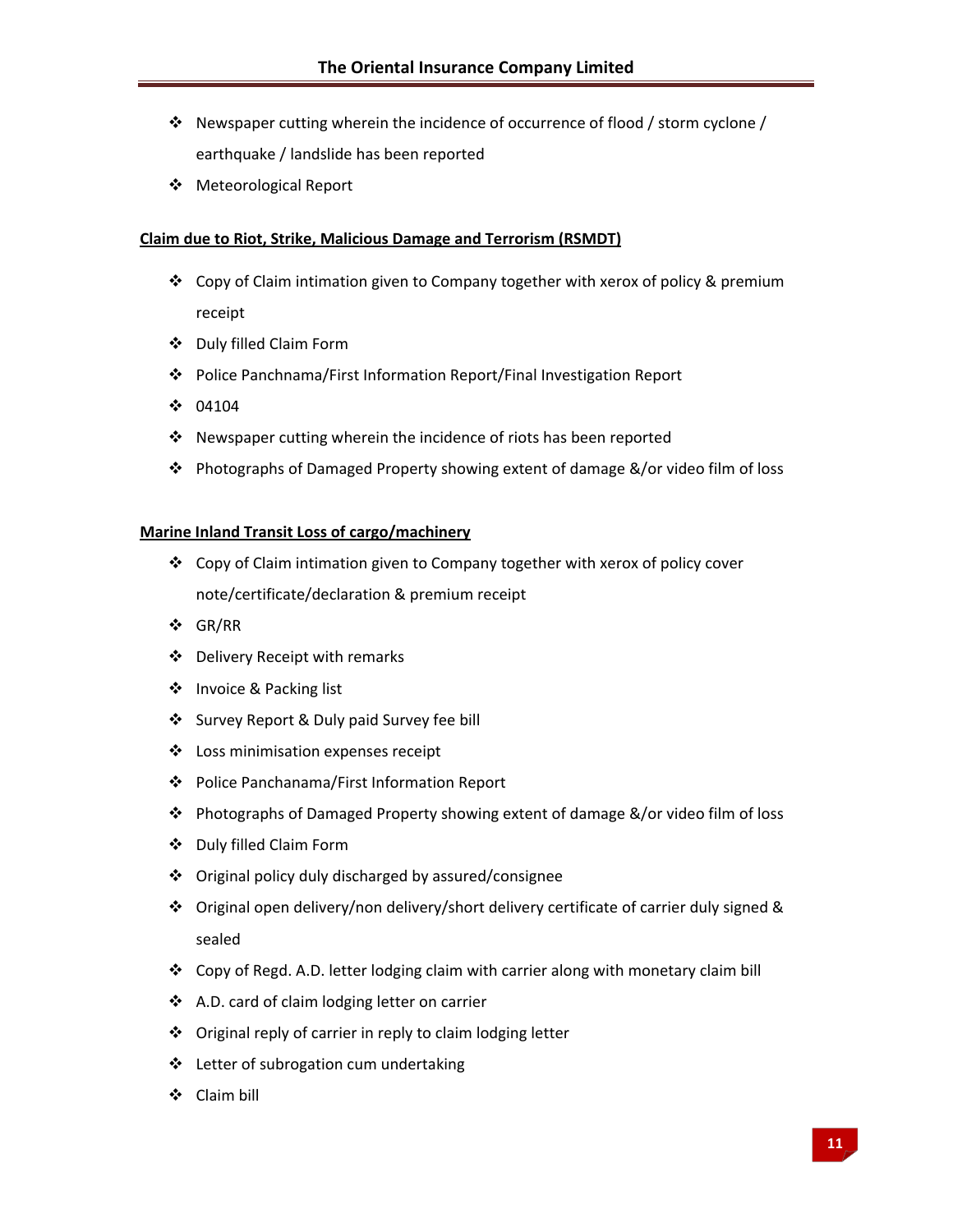- Newspaper cutting wherein the incidence of occurrence of flood / storm cyclone / earthquake / landslide has been reported
- Meteorological Report

**Claim due to Riot, Strike, Malicious Damage and Terrorism (RSMDT)**

- Copy of Claim intimation given to Company together with xerox of policy & premium receipt
- Duly filled Claim Form
- Police Panchnama/First Information Report/Final Investigation Report
- 04104
- Newspaper cutting wherein the incidence of riots has been reported
- Photographs of Damaged Property showing extent of damage &/or video film of loss

**Marine Inland Transit Loss of cargo/machinery**

- Copy of Claim intimation given to Company together with xerox of policy cover note/certificate/declaration & premium receipt
- GR/RR
- Delivery Receipt with remarks
- Invoice & Packing list
- Survey Report & Duly paid Survey fee bill
- Loss minimisation expenses receipt
- Police Panchanama/First Information Report
- Photographs of Damaged Property showing extent of damage &/or video film of loss
- Duly filled Claim Form
- Original policy duly discharged by assured/consignee
- Original open delivery/non delivery/short delivery certificate of carrier duly signed & sealed
- Copy of Regd. A.D. letter lodging claim with carrier along with monetary claim bill
- A.D. card of claim lodging letter on carrier
- Original reply of carrier in reply to claim lodging letter
- Letter of subrogation cum undertaking
- Claim bill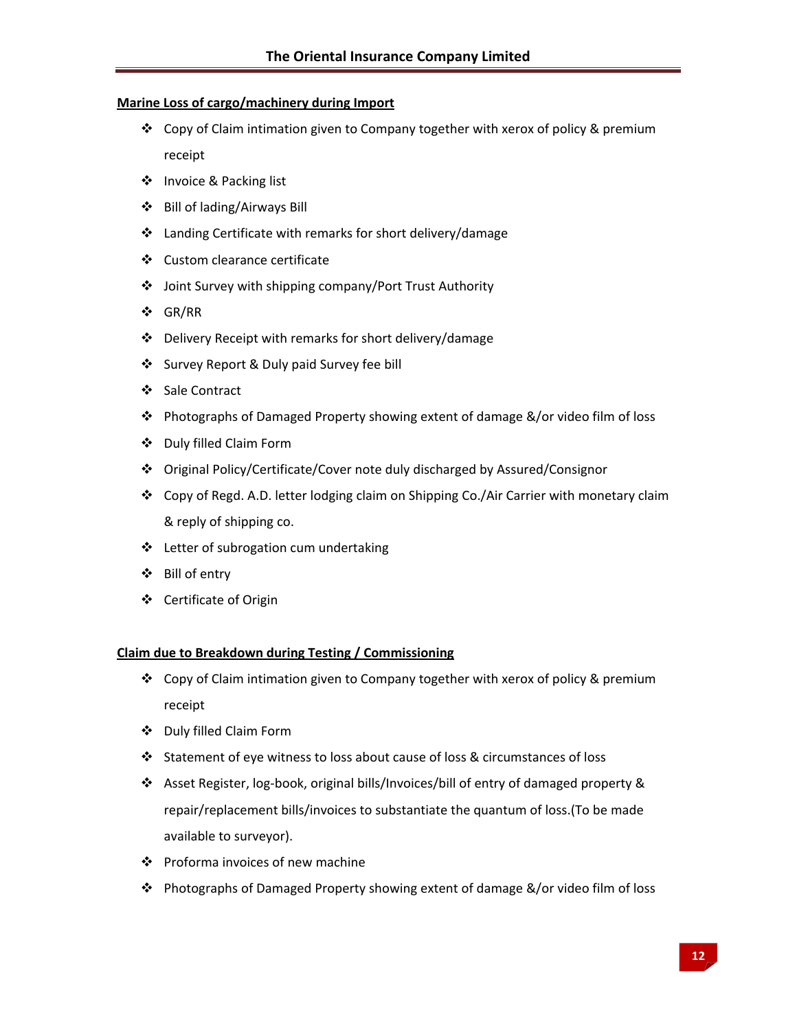**Marine Loss of cargo/machinery during Import**

- Copy of Claim intimation given to Company together with xerox of policy & premium receipt
- Invoice & Packing list
- Bill of lading/Airways Bill
- Landing Certificate with remarks for short delivery/damage
- Custom clearance certificate
- Joint Survey with shipping company/Port Trust Authority
- GR/RR
- Delivery Receipt with remarks for short delivery/damage
- Survey Report & Duly paid Survey fee bill
- Sale Contract
- Photographs of Damaged Property showing extent of damage &/or video film of loss
- Duly filled Claim Form
- Original Policy/Certificate/Cover note duly discharged by Assured/Consignor
- Copy of Regd. A.D. letter lodging claim on Shipping Co./Air Carrier with monetary claim & reply of shipping co.
- Letter of subrogation cum undertaking
- Bill of entry
- Certificate of Origin

**Claim due to Breakdown during Testing / Commissioning**

- Copy of Claim intimation given to Company together with xerox of policy & premium receipt
- Duly filled Claim Form
- Statement of eye witness to loss about cause of loss & circumstances of loss
- Asset Register, log-book, original bills/Invoices/bill of entry of damaged property & repair/replacement bills/invoices to substantiate the quantum of loss.(To be made available to surveyor).
- Proforma invoices of new machine
- Photographs of Damaged Property showing extent of damage &/or video film of loss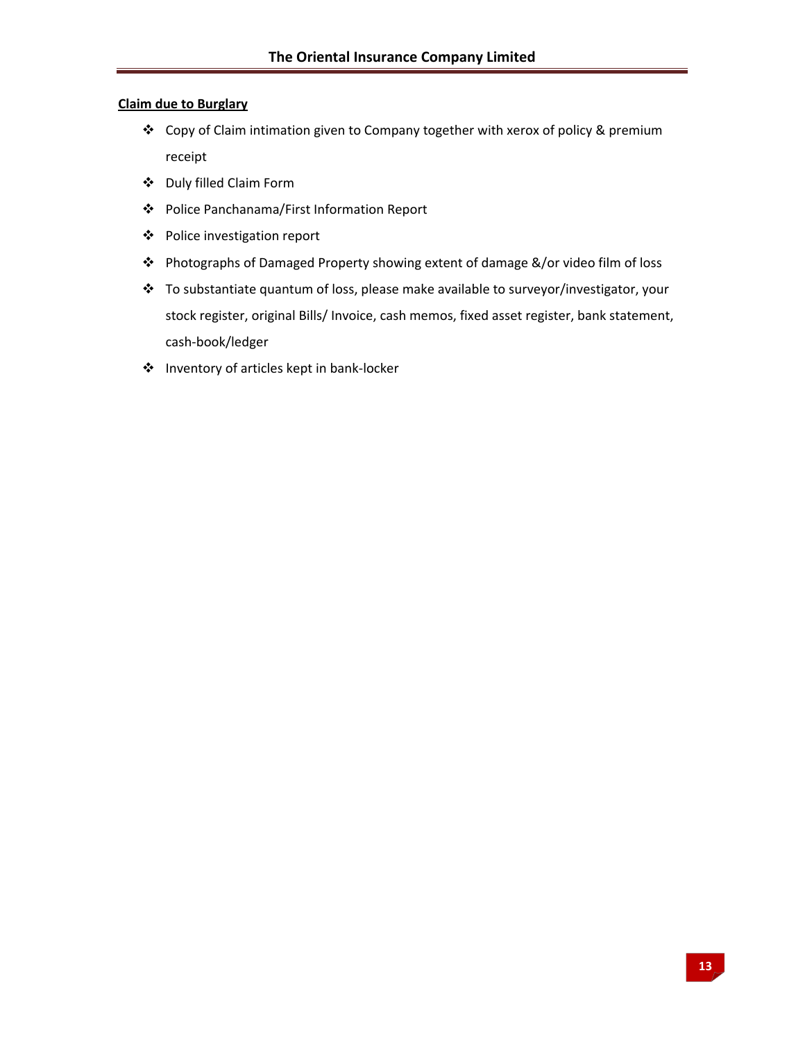**Claim due to Burglary**

- Copy of Claim intimation given to Company together with xerox of policy & premium receipt
- Duly filled Claim Form
- Police Panchanama/First Information Report
- Police investigation report
- Photographs of Damaged Property showing extent of damage &/or video film of loss
- To substantiate quantum of loss, please make available to surveyor/investigator, your stock register, original Bills/ Invoice, cash memos, fixed asset register, bank statement, cash-book/ledger
- Inventory of articles kept in bank-locker